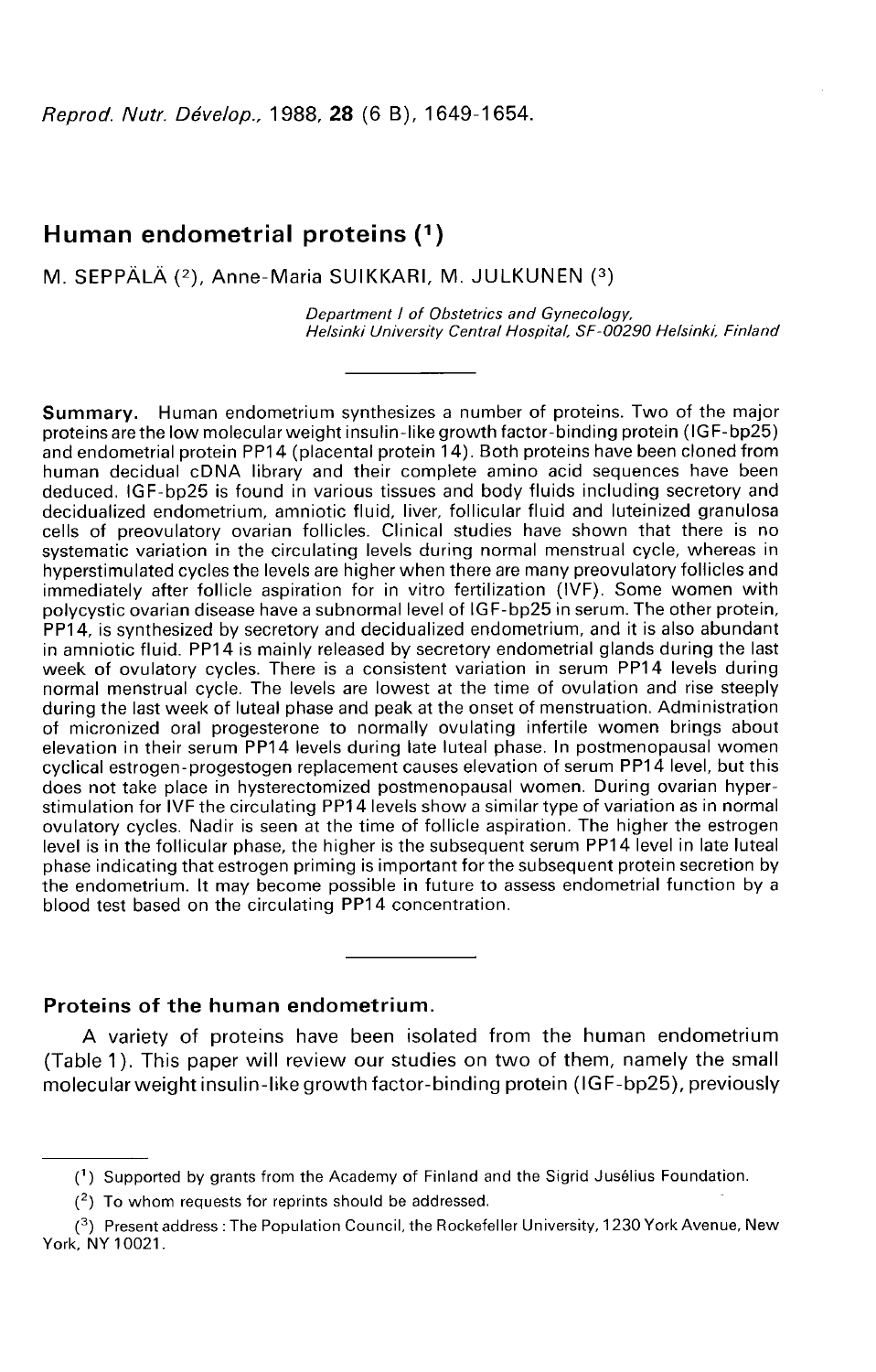*Reprod. Nutr. Dévelop.*, 1988, **28** (6 B), 1649-1654.

# Human endometrial proteins [1]

M. SEPPÄLÄ [2], Anne-Maria SUIKKARI, M. JULKUNEN [3]

*Department I of Obstetrics and Gynecology,*
*Helsinki University Central Hospital, SF-00290 Helsinki, Finland*

---

**Summary.** Human endometrium synthesizes a number of proteins. Two of the major proteins are the low molecular weight insulin-like growth factor-binding protein (IGF-bp25) and endometrial protein PP14 (placental protein 14). Both proteins have been cloned from human decidual cDNA library and their complete amino acid sequences have been deduced. IGF-bp25 is found in various tissues and body fluids including secretory and decidualized endometrium, amniotic fluid, liver, follicular fluid and luteinized granulosa cells of preovulatory ovarian follicles. Clinical studies have shown that there is no systematic variation in the circulating levels during normal menstrual cycle, whereas in hyperstimulated cycles the levels are higher when there are many preovulatory follicles and immediately after follicle aspiration for in vitro fertilization (IVF). Some women with polycystic ovarian disease have a subnormal level of IGF-bp25 in serum. The other protein, PP14, is synthesized by secretory and decidualized endometrium, and it is also abundant in amniotic fluid. PP14 is mainly released by secretory endometrial glands during the last week of ovulatory cycles. There is a consistent variation in serum PP14 levels during normal menstrual cycle. The levels are lowest at the time of ovulation and rise steeply during the last week of luteal phase and peak at the onset of menstruation. Administration of micronized oral progesterone to normally ovulating infertile women brings about elevation in their serum PP14 levels during late luteal phase. In postmenopausal women cyclical estrogen-progestogen replacement causes elevation of serum PP14 level, but this does not take place in hysterectomized postmenopausal women. During ovarian hyperstimulation for IVF the circulating PP14 levels show a similar type of variation as in normal ovulatory cycles. Nadir is seen at the time of follicle aspiration. The higher the estrogen level is in the follicular phase, the higher is the subsequent serum PP14 level in late luteal phase indicating that estrogen priming is important for the subsequent protein secretion by the endometrium. It may become possible in future to assess endometrial function by a blood test based on the circulating PP14 concentration.

---

## Proteins of the human endometrium.

A variety of proteins have been isolated from the human endometrium (Table 1). This paper will review our studies on two of them, namely the small molecular weight insulin-like growth factor-binding protein (IGF-bp25), previously

---

[1] Supported by grants from the Academy of Finland and the Sigrid Jusélius Foundation.

[2] To whom requests for reprints should be addressed.

[3] Present address : The Population Council, the Rockefeller University, 1230 York Avenue, New York, NY 10021.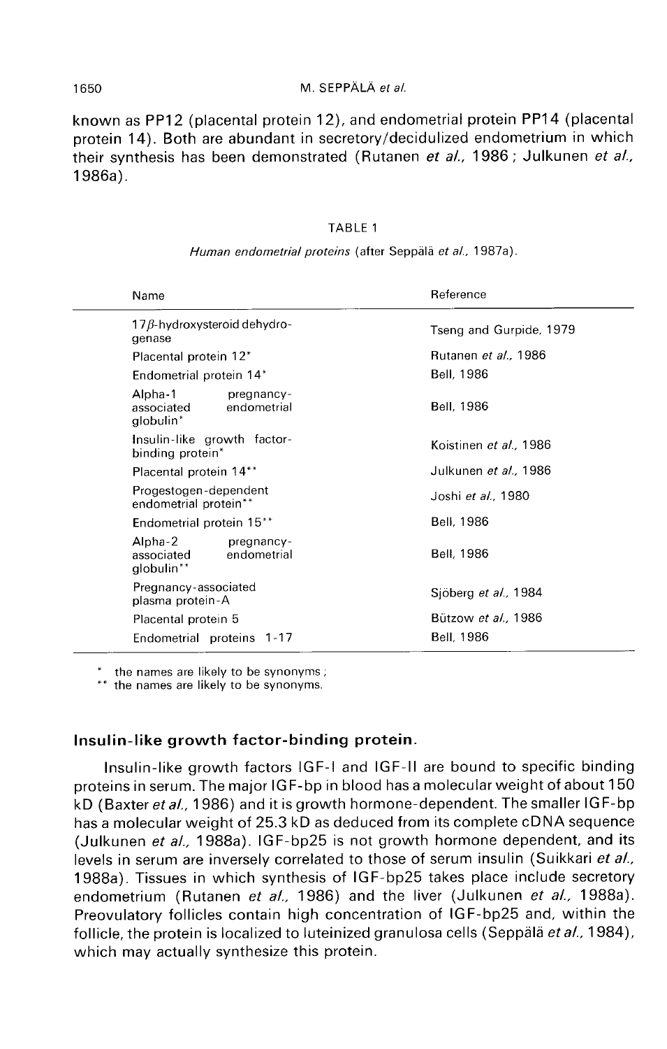known as PP12 (placental protein 12), and endometrial protein PP14 (placental protein 14). Both are abundant in secretory/decidulized endometrium in which their synthesis has been demonstrated (Rutanen *et al.*, 1986 ; Julkunen *et al.*, 1986a).

TABLE 1

*Human endometrial proteins* (after Seppälä *et al.*, 1987a).

| Name | Reference |
|---|---|
| 17β-hydroxysteroid dehydrogenase | Tseng and Gurpide, 1979 |
| Placental protein 12* | Rutanen *et al.*, 1986 |
| Endometrial protein 14* | Bell, 1986 |
| Alpha-1 pregnancy-associated endometrial globulin* | Bell, 1986 |
| Insulin-like growth factor-binding protein* | Koistinen *et al.*, 1986 |
| Placental protein 14** | Julkunen *et al.*, 1986 |
| Progestogen-dependent endometrial protein** | Joshi *et al.*, 1980 |
| Endometrial protein 15** | Bell, 1986 |
| Alpha-2 pregnancy-associated endometrial globulin** | Bell, 1986 |
| Pregnancy-associated plasma protein-A | Sjöberg *et al.*, 1984 |
| Placental protein 5 | Bützow *et al.*, 1986 |
| Endometrial proteins 1-17 | Bell, 1986 |

\* the names are likely to be synonyms ;
\*\* the names are likely to be synonyms.

## Insulin-like growth factor-binding protein.

Insulin-like growth factors IGF-I and IGF-II are bound to specific binding proteins in serum. The major IGF-bp in blood has a molecular weight of about 150 kD (Baxter *et al.*, 1986) and it is growth hormone-dependent. The smaller IGF-bp has a molecular weight of 25.3 kD as deduced from its complete cDNA sequence (Julkunen *et al.*, 1988a). IGF-bp25 is not growth hormone dependent, and its levels in serum are inversely correlated to those of serum insulin (Suikkari *et al.*, 1988a). Tissues in which synthesis of IGF-bp25 takes place include secretory endometrium (Rutanen *et al.*, 1986) and the liver (Julkunen *et al.*, 1988a). Preovulatory follicles contain high concentration of IGF-bp25 and, within the follicle, the protein is localized to luteinized granulosa cells (Seppälä *et al.*, 1984), which may actually synthesize this protein.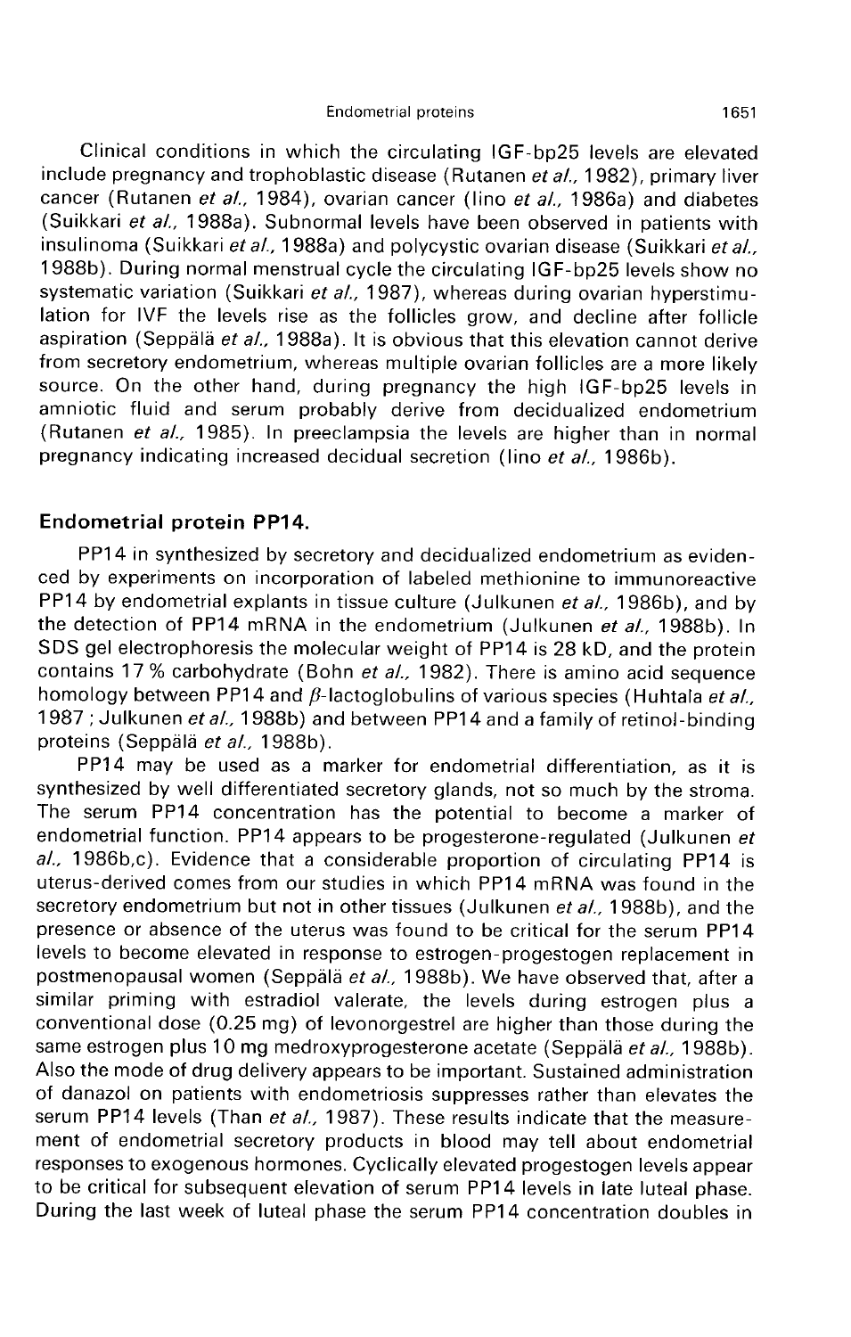Clinical conditions in which the circulating IGF-bp25 levels are elevated include pregnancy and trophoblastic disease (Rutanen *et al.*, 1982), primary liver cancer (Rutanen *et al.*, 1984), ovarian cancer (Iino *et al.*, 1986a) and diabetes (Suikkari *et al.*, 1988a). Subnormal levels have been observed in patients with insulinoma (Suikkari *et al.*, 1988a) and polycystic ovarian disease (Suikkari *et al.*, 1988b). During normal menstrual cycle the circulating IGF-bp25 levels show no systematic variation (Suikkari *et al.*, 1987), whereas during ovarian hyperstimulation for IVF the levels rise as the follicles grow, and decline after follicle aspiration (Seppälä *et al.*, 1988a). It is obvious that this elevation cannot derive from secretory endometrium, whereas multiple ovarian follicles are a more likely source. On the other hand, during pregnancy the high IGF-bp25 levels in amniotic fluid and serum probably derive from decidualized endometrium (Rutanen *et al.*, 1985). In preeclampsia the levels are higher than in normal pregnancy indicating increased decidual secretion (Iino *et al.*, 1986b).

## Endometrial protein PP14.

PP14 in synthesized by secretory and decidualized endometrium as evidenced by experiments on incorporation of labeled methionine to immunoreactive PP14 by endometrial explants in tissue culture (Julkunen *et al.*, 1986b), and by the detection of PP14 mRNA in the endometrium (Julkunen *et al.*, 1988b). In SDS gel electrophoresis the molecular weight of PP14 is 28 kD, and the protein contains 17 % carbohydrate (Bohn *et al.*, 1982). There is amino acid sequence homology between PP14 and $\beta$-lactoglobulins of various species (Huhtala *et al.*, 1987 ; Julkunen *et al.*, 1988b) and between PP14 and a family of retinol-binding proteins (Seppälä *et al.*, 1988b).

PP14 may be used as a marker for endometrial differentiation, as it is synthesized by well differentiated secretory glands, not so much by the stroma. The serum PP14 concentration has the potential to become a marker of endometrial function. PP14 appears to be progesterone-regulated (Julkunen *et al.*, 1986b,c). Evidence that a considerable proportion of circulating PP14 is uterus-derived comes from our studies in which PP14 mRNA was found in the secretory endometrium but not in other tissues (Julkunen *et al.*, 1988b), and the presence or absence of the uterus was found to be critical for the serum PP14 levels to become elevated in response to estrogen-progestogen replacement in postmenopausal women (Seppälä *et al.*, 1988b). We have observed that, after a similar priming with estradiol valerate, the levels during estrogen plus a conventional dose (0.25 mg) of levonorgestrel are higher than those during the same estrogen plus 10 mg medroxyprogesterone acetate (Seppälä *et al.*, 1988b). Also the mode of drug delivery appears to be important. Sustained administration of danazol on patients with endometriosis suppresses rather than elevates the serum PP14 levels (Than *et al.*, 1987). These results indicate that the measurement of endometrial secretory products in blood may tell about endometrial responses to exogenous hormones. Cyclically elevated progestogen levels appear to be critical for subsequent elevation of serum PP14 levels in late luteal phase. During the last week of luteal phase the serum PP14 concentration doubles in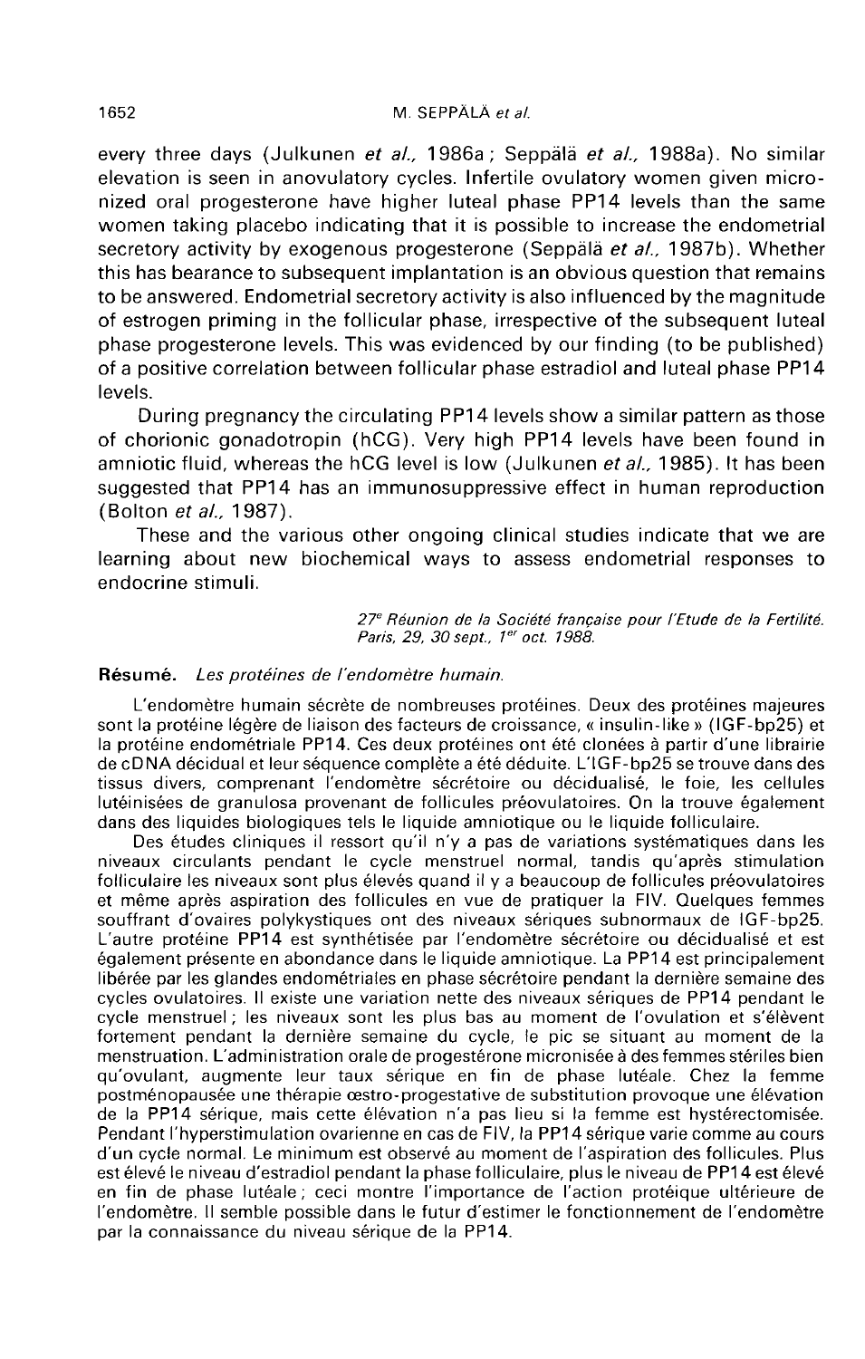every three days (Julkunen *et al.*, 1986a ; Seppälä *et al.*, 1988a). No similar elevation is seen in anovulatory cycles. Infertile ovulatory women given micronized oral progesterone have higher luteal phase PP14 levels than the same women taking placebo indicating that it is possible to increase the endometrial secretory activity by exogenous progesterone (Seppälä *et al.*, 1987b). Whether this has bearance to subsequent implantation is an obvious question that remains to be answered. Endometrial secretory activity is also influenced by the magnitude of estrogen priming in the follicular phase, irrespective of the subsequent luteal phase progesterone levels. This was evidenced by our finding (to be published) of a positive correlation between follicular phase estradiol and luteal phase PP14 levels.

During pregnancy the circulating PP14 levels show a similar pattern as those of chorionic gonadotropin (hCG). Very high PP14 levels have been found in amniotic fluid, whereas the hCG level is low (Julkunen *et al.*, 1985). It has been suggested that PP14 has an immunosuppressive effect in human reproduction (Bolton *et al.*, 1987).

These and the various other ongoing clinical studies indicate that we are learning about new biochemical ways to assess endometrial responses to endocrine stimuli.

*27e Réunion de la Société française pour l'Etude de la Fertilité. Paris, 29, 30 sept., 1er oct. 1988.*

**Résumé.** *Les protéines de l'endomètre humain.*

L'endomètre humain sécrète de nombreuses protéines. Deux des protéines majeures sont la protéine légère de liaison des facteurs de croissance, « insulin-like » (IGF-bp25) et la protéine endométriale PP14. Ces deux protéines ont été clonées à partir d'une librairie de cDNA décidual et leur séquence complète a été déduite. L'IGF-bp25 se trouve dans des tissus divers, comprenant l'endomètre sécrétoire ou décidualisé, le foie, les cellules lutéinisées de granulosa provenant de follicules préovulatoires. On la trouve également dans des liquides biologiques tels le liquide amniotique ou le liquide folliculaire.

Des études cliniques il ressort qu'il n'y a pas de variations systématiques dans les niveaux circulants pendant le cycle menstruel normal, tandis qu'après stimulation folliculaire les niveaux sont plus élevés quand il y a beaucoup de follicules préovulatoires et même après aspiration des follicules en vue de pratiquer la FIV. Quelques femmes souffrant d'ovaires polykystiques ont des niveaux sériques subnormaux de IGF-bp25. L'autre protéine PP14 est synthétisée par l'endomètre sécrétoire ou décidualisé et est également présente en abondance dans le liquide amniotique. La PP14 est principalement libérée par les glandes endométriales en phase sécrétoire pendant la dernière semaine des cycles ovulatoires. Il existe une variation nette des niveaux sériques de PP14 pendant le cycle menstruel ; les niveaux sont les plus bas au moment de l'ovulation et s'élèvent fortement pendant la dernière semaine du cycle, le pic se situant au moment de la menstruation. L'administration orale de progestérone micronisée à des femmes stériles bien qu'ovulant, augmente leur taux sérique en fin de phase lutéale. Chez la femme postménopausée une thérapie œstro-progestative de substitution provoque une élévation de la PP14 sérique, mais cette élévation n'a pas lieu si la femme est hystérectomisée. Pendant l'hyperstimulation ovarienne en cas de FIV, la PP14 sérique varie comme au cours d'un cycle normal. Le minimum est observé au moment de l'aspiration des follicules. Plus est élevé le niveau d'estradiol pendant la phase folliculaire, plus le niveau de PP14 est élevé en fin de phase lutéale ; ceci montre l'importance de l'action protéique ultérieure de l'endomètre. Il semble possible dans le futur d'estimer le fonctionnement de l'endomètre par la connaissance du niveau sérique de la PP14.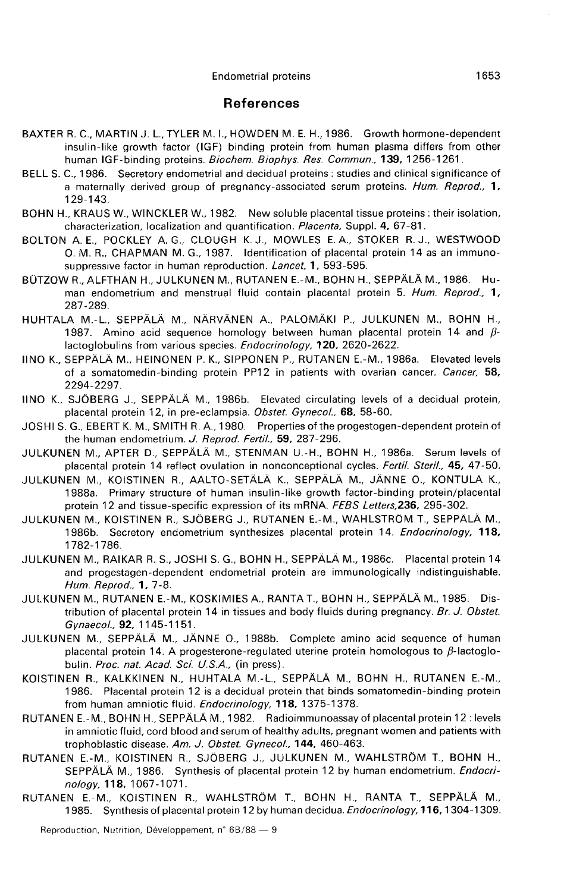## References

BAXTER R. C., MARTIN J. L., TYLER M. I., HOWDEN M. E. H., 1986. Growth hormone-dependent insulin-like growth factor (IGF) binding protein from human plasma differs from other human IGF-binding proteins. *Biochem. Biophys. Res. Commun.*, **139**, 1256-1261.

BELL S. C., 1986. Secretory endometrial and decidual proteins : studies and clinical significance of a maternally derived group of pregnancy-associated serum proteins. *Hum. Reprod.*, **1**, 129-143.

BOHN H., KRAUS W., WINCKLER W., 1982. New soluble placental tissue proteins : their isolation, characterization, localization and quantification. *Placenta*, Suppl. **4**, 67-81.

BOLTON A. E., POCKLEY A. G., CLOUGH K. J., MOWLES E. A., STOKER R. J., WESTWOOD O. M. R., CHAPMAN M. G., 1987. Identification of placental protein 14 as an immunosuppressive factor in human reproduction. *Lancet*, **1**, 593-595.

BÜTZOW R., ALFTHAN H., JULKUNEN M., RUTANEN E.-M., BOHN H., SEPPÄLÄ M., 1986. Human endometrium and menstrual fluid contain placental protein 5. *Hum. Reprod.*, **1**, 287-289.

HUHTALA M.-L., SEPPÄLÄ M., NÄRVÄNEN A., PALOMÄKI P., JULKUNEN M., BOHN H., 1987. Amino acid sequence homology between human placental protein 14 and β-lactoglobulins from various species. *Endocrinology*, **120**, 2620-2622.

IINO K., SEPPÄLÄ M., HEINONEN P. K., SIPPONEN P., RUTANEN E.-M., 1986a. Elevated levels of a somatomedin-binding protein PP12 in patients with ovarian cancer. *Cancer*, **58**, 2294-2297.

IINO K., SJÖBERG J., SEPPÄLÄ M., 1986b. Elevated circulating levels of a decidual protein, placental protein 12, in pre-eclampsia. *Obstet. Gynecol.*, **68**, 58-60.

JOSHI S. G., EBERT K. M., SMITH R. A., 1980. Properties of the progestogen-dependent protein of the human endometrium. *J. Reprod. Fertil.*, **59**, 287-296.

JULKUNEN M., APTER D., SEPPÄLÄ M., STENMAN U.-H., BOHN H., 1986a. Serum levels of placental protein 14 reflect ovulation in nonconceptional cycles. *Fertil. Steril.*, **45**, 47-50.

JULKUNEN M., KOISTINEN R., AALTO-SETÄLÄ K., SEPPÄLÄ M., JÄNNE O., KONTULA K., 1988a. Primary structure of human insulin-like growth factor-binding protein/placental protein 12 and tissue-specific expression of its mRNA. *FEBS Letters*, **236**, 295-302.

JULKUNEN M., KOISTINEN R., SJÖBERG J., RUTANEN E.-M., WAHLSTRÖM T., SEPPÄLÄ M., 1986b. Secretory endometrium synthesizes placental protein 14. *Endocrinology*, **118**, 1782-1786.

JULKUNEN M., RAIKAR R. S., JOSHI S. G., BOHN H., SEPPÄLÄ M., 1986c. Placental protein 14 and progestagen-dependent endometrial protein are immunologically indistinguishable. *Hum. Reprod.*, **1**, 7-8.

JULKUNEN M., RUTANEN E.-M., KOSKIMIES A., RANTA T., BOHN H., SEPPÄLÄ M., 1985. Distribution of placental protein 14 in tissues and body fluids during pregnancy. *Br. J. Obstet. Gynaecol.*, **92**, 1145-1151.

JULKUNEN M., SEPPÄLÄ M., JÄNNE O., 1988b. Complete amino acid sequence of human placental protein 14. A progesterone-regulated uterine protein homologous to β-lactoglobulin. *Proc. nat. Acad. Sci. U.S.A.*, (in press).

KOISTINEN R., KALKKINEN N., HUHTALA M.-L., SEPPÄLÄ M., BOHN H., RUTANEN E.-M., 1986. Placental protein 12 is a decidual protein that binds somatomedin-binding protein from human amniotic fluid. *Endocrinology*, **118**, 1375-1378.

RUTANEN E.-M., BOHN H., SEPPÄLÄ M., 1982. Radioimmunoassay of placental protein 12 : levels in amniotic fluid, cord blood and serum of healthy adults, pregnant women and patients with trophoblastic disease. *Am. J. Obstet. Gynecol.*, **144**, 460-463.

RUTANEN E.-M., KOISTINEN R., SJÖBERG J., JULKUNEN M., WAHLSTRÖM T., BOHN H., SEPPÄLÄ M., 1986. Synthesis of placental protein 12 by human endometrium. *Endocrinology*, **118**, 1067-1071.

RUTANEN E.-M., KOISTINEN R., WAHLSTRÖM T., BOHN H., RANTA T., SEPPÄLÄ M., 1985. Synthesis of placental protein 12 by human decidua. *Endocrinology*, **116**, 1304-1309.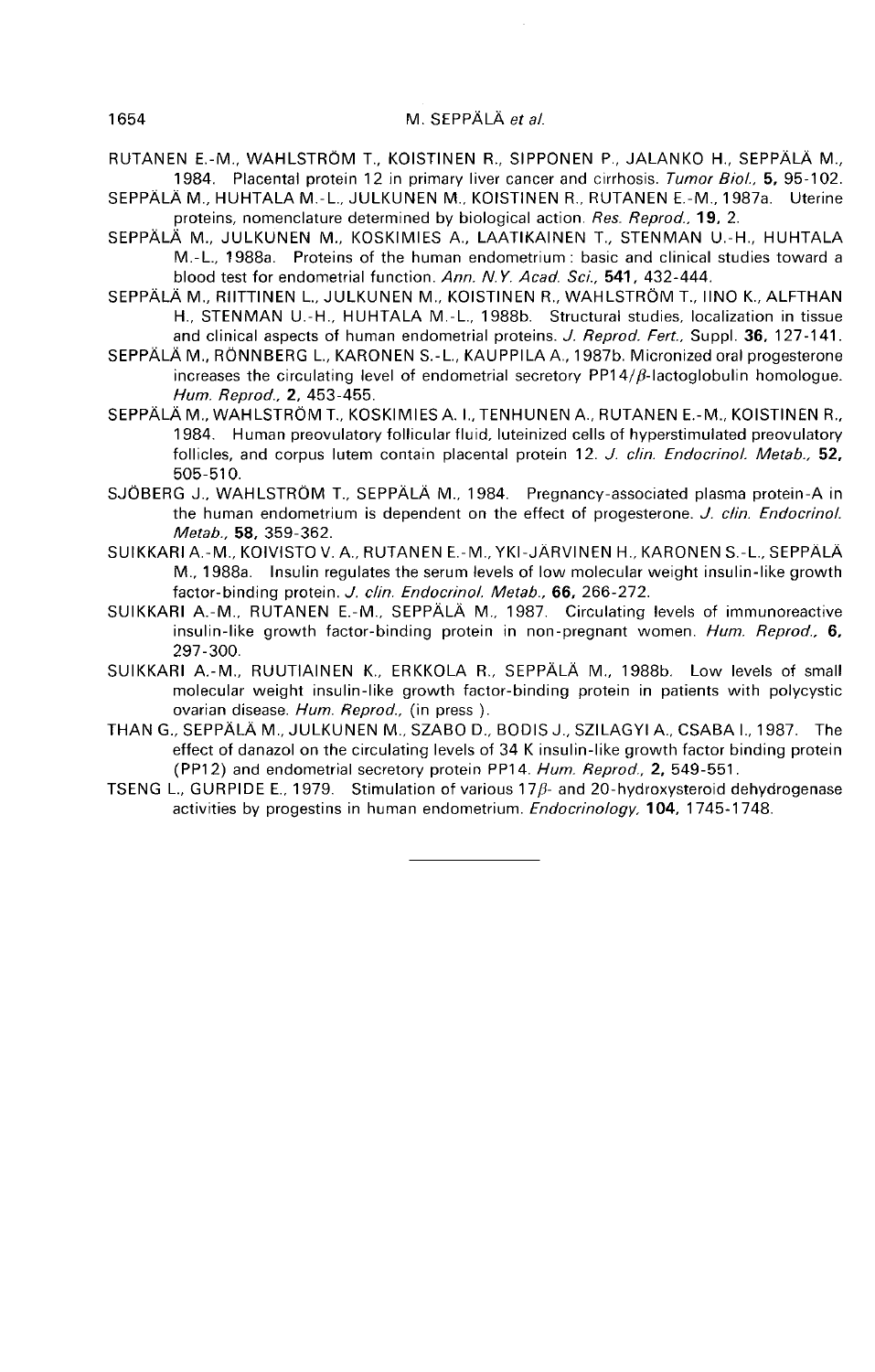RUTANEN E.-M., WAHLSTRÖM T., KOISTINEN R., SIPPONEN P., JALANKO H., SEPPÄLÄ M., 1984. Placental protein 12 in primary liver cancer and cirrhosis. *Tumor Biol.*, **5**, 95-102.

SEPPÄLÄ M., HUHTALA M.-L., JULKUNEN M., KOISTINEN R., RUTANEN E.-M., 1987a. Uterine proteins, nomenclature determined by biological action. *Res. Reprod.*, **19**, 2.

SEPPÄLÄ M., JULKUNEN M., KOSKIMIES A., LAATIKAINEN T., STENMAN U.-H., HUHTALA M.-L., 1988a. Proteins of the human endometrium : basic and clinical studies toward a blood test for endometrial function. *Ann. N.Y. Acad. Sci.*, **541**, 432-444.

SEPPÄLÄ M., RIITTINEN L., JULKUNEN M., KOISTINEN R., WAHLSTRÖM T., IINO K., ALFTHAN H., STENMAN U.-H., HUHTALA M.-L., 1988b. Structural studies, localization in tissue and clinical aspects of human endometrial proteins. *J. Reprod. Fert.*, Suppl. **36**, 127-141.

SEPPÄLÄ M., RÖNNBERG L., KARONEN S.-L., KAUPPILA A., 1987b. Micronized oral progesterone increases the circulating level of endometrial secretory PP14/$\beta$-lactoglobulin homologue. *Hum. Reprod.*, **2**, 453-455.

SEPPÄLÄ M., WAHLSTRÖM T., KOSKIMIES A. I., TENHUNEN A., RUTANEN E.-M., KOISTINEN R., 1984. Human preovulatory follicular fluid, luteinized cells of hyperstimulated preovulatory follicles, and corpus lutem contain placental protein 12. *J. clin. Endocrinol. Metab.*, **52**, 505-510.

SJÖBERG J., WAHLSTRÖM T., SEPPÄLÄ M., 1984. Pregnancy-associated plasma protein-A in the human endometrium is dependent on the effect of progesterone. *J. clin. Endocrinol. Metab.*, **58**, 359-362.

SUIKKARI A.-M., KOIVISTO V. A., RUTANEN E.-M., YKI-JÄRVINEN H., KARONEN S.-L., SEPPÄLÄ M., 1988a. Insulin regulates the serum levels of low molecular weight insulin-like growth factor-binding protein. *J. clin. Endocrinol. Metab.*, **66**, 266-272.

SUIKKARI A.-M., RUTANEN E.-M., SEPPÄLÄ M., 1987. Circulating levels of immunoreactive insulin-like growth factor-binding protein in non-pregnant women. *Hum. Reprod.*, **6**, 297-300.

SUIKKARI A.-M., RUUTIAINEN K., ERKKOLA R., SEPPÄLÄ M., 1988b. Low levels of small molecular weight insulin-like growth factor-binding protein in patients with polycystic ovarian disease. *Hum. Reprod.*, (in press ).

THAN G., SEPPÄLÄ M., JULKUNEN M., SZABO D., BODIS J., SZILAGYI A., CSABA I., 1987. The effect of danazol on the circulating levels of 34 K insulin-like growth factor binding protein (PP12) and endometrial secretory protein PP14. *Hum. Reprod.*, **2**, 549-551.

TSENG L., GURPIDE E., 1979. Stimulation of various 17$\beta$- and 20-hydroxysteroid dehydrogenase activities by progestins in human endometrium. *Endocrinology*, **104**, 1745-1748.